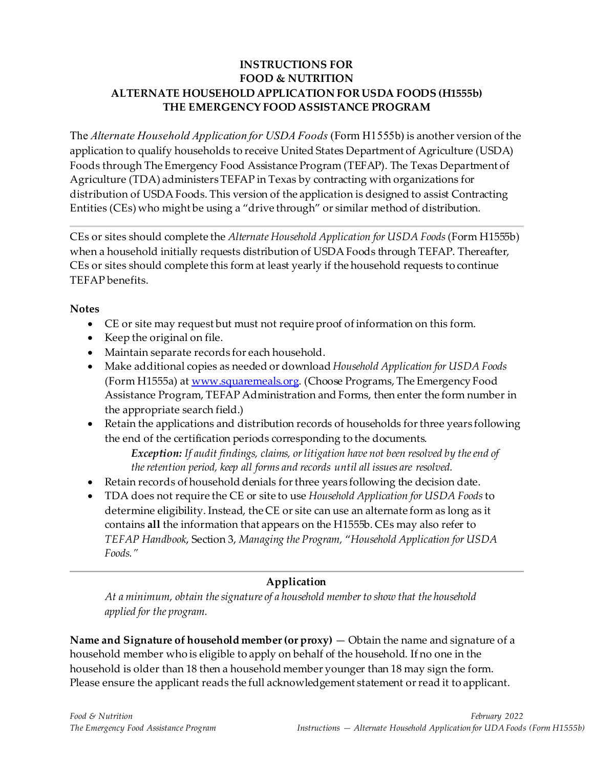# INSTRUCTIONS FOR
# FOOD & NUTRITION
# ALTERNATE HOUSEHOLD APPLICATION FOR USDA FOODS (H1555b)
# THE EMERGENCY FOOD ASSISTANCE PROGRAM

The *Alternate Household Application for USDA Foods* (Form H1555b) is another version of the application to qualify households to receive United States Department of Agriculture (USDA) Foods through The Emergency Food Assistance Program (TEFAP). The Texas Department of Agriculture (TDA) administers TEFAP in Texas by contracting with organizations for distribution of USDA Foods. This version of the application is designed to assist Contracting Entities (CEs) who might be using a "drive through" or similar method of distribution.

---

CEs or sites should complete the *Alternate Household Application for USDA Foods* (Form H1555b) when a household initially requests distribution of USDA Foods through TEFAP. Thereafter, CEs or sites should complete this form at least yearly if the household requests to continue TEFAP benefits.

**Notes**

- CE or site may request but must not require proof of information on this form.
- Keep the original on file.
- Maintain separate records for each household.
- Make additional copies as needed or download *Household Application for USDA Foods* (Form H1555a) at www.squaremeals.org. (Choose Programs, The Emergency Food Assistance Program, TEFAP Administration and Forms, then enter the form number in the appropriate search field.)
- Retain the applications and distribution records of households for three years following the end of the certification periods corresponding to the documents.
  ***Exception:*** *If audit findings, claims, or litigation have not been resolved by the end of the retention period, keep all forms and records until all issues are resolved.*
- Retain records of household denials for three years following the decision date.
- TDA does not require the CE or site to use *Household Application for USDA Foods* to determine eligibility. Instead, the CE or site can use an alternate form as long as it contains **all** the information that appears on the H1555b. CEs may also refer to *TEFAP Handbook*, Section 3, *Managing the Program,* "*Household Application for USDA Foods.*"

---

## Application

*At a minimum, obtain the signature of a household member to show that the household applied for the program.*

**Name and Signature of household member (or proxy)** — Obtain the name and signature of a household member who is eligible to apply on behalf of the household. If no one in the household is older than 18 then a household member younger than 18 may sign the form. Please ensure the applicant reads the full acknowledgement statement or read it to applicant.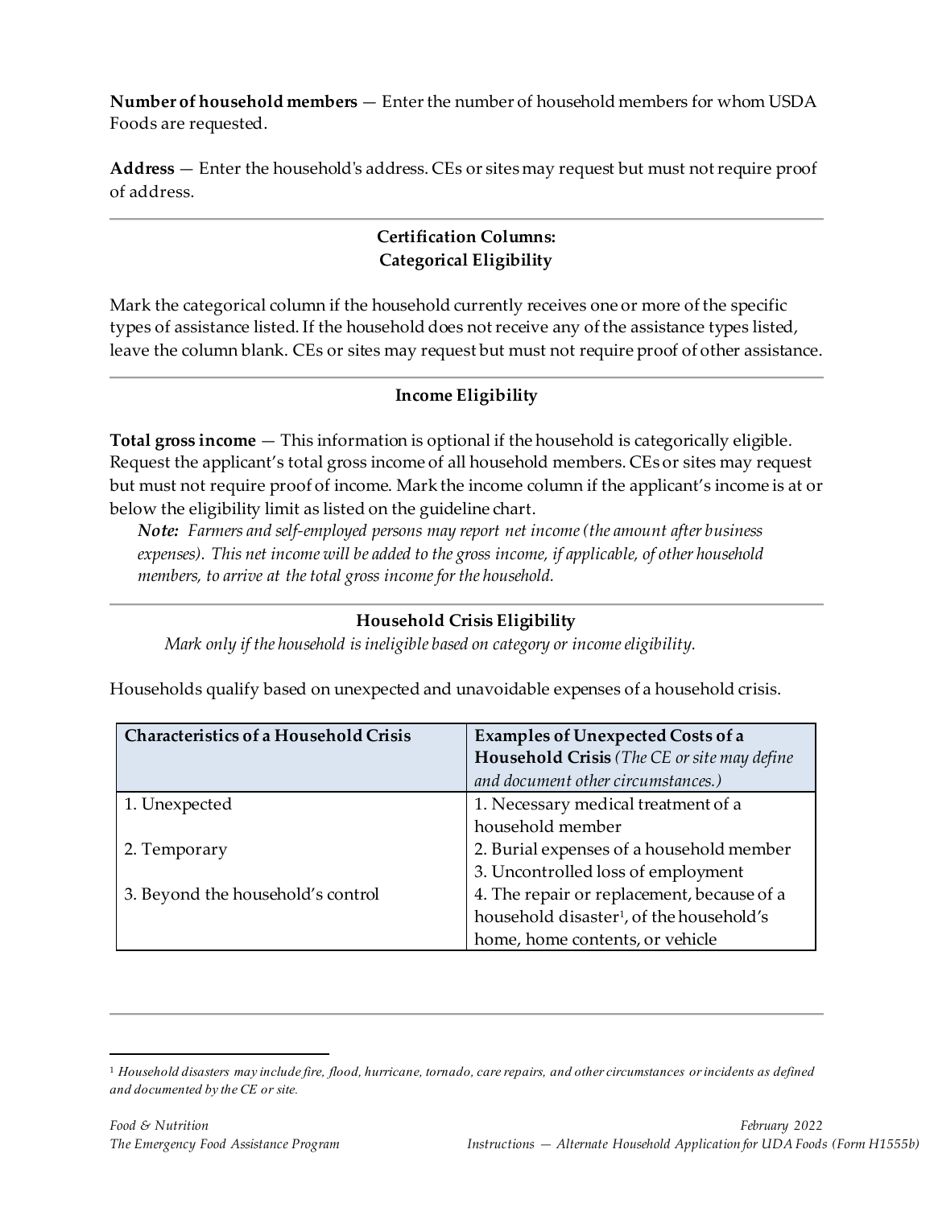**Number of household members** — Enter the number of household members for whom USDA Foods are requested.

**Address** — Enter the household's address. CEs or sites may request but must not require proof of address.

---

## Certification Columns: Categorical Eligibility

Mark the categorical column if the household currently receives one or more of the specific types of assistance listed. If the household does not receive any of the assistance types listed, leave the column blank. CEs or sites may request but must not require proof of other assistance.

---

## Income Eligibility

**Total gross income** — This information is optional if the household is categorically eligible. Request the applicant's total gross income of all household members. CEs or sites may request but must not require proof of income. Mark the income column if the applicant's income is at or below the eligibility limit as listed on the guideline chart.

> ***Note:*** *Farmers and self-employed persons may report net income (the amount after business expenses). This net income will be added to the gross income, if applicable, of other household members, to arrive at the total gross income for the household.*

---

## Household Crisis Eligibility

*Mark only if the household is ineligible based on category or income eligibility.*

Households qualify based on unexpected and unavoidable expenses of a household crisis.

| **Characteristics of a Household Crisis** | **Examples of Unexpected Costs of a Household Crisis** *(The CE or site may define and document other circumstances.)* |
|---|---|
| 1. Unexpected<br>2. Temporary<br>3. Beyond the household's control | 1. Necessary medical treatment of a household member<br>2. Burial expenses of a household member<br>3. Uncontrolled loss of employment<br>4. The repair or replacement, because of a household disaster[1], of the household's home, home contents, or vehicle |

---

[1] *Household disasters may include fire, flood, hurricane, tornado, care repairs, and other circumstances or incidents as defined and documented by the CE or site.*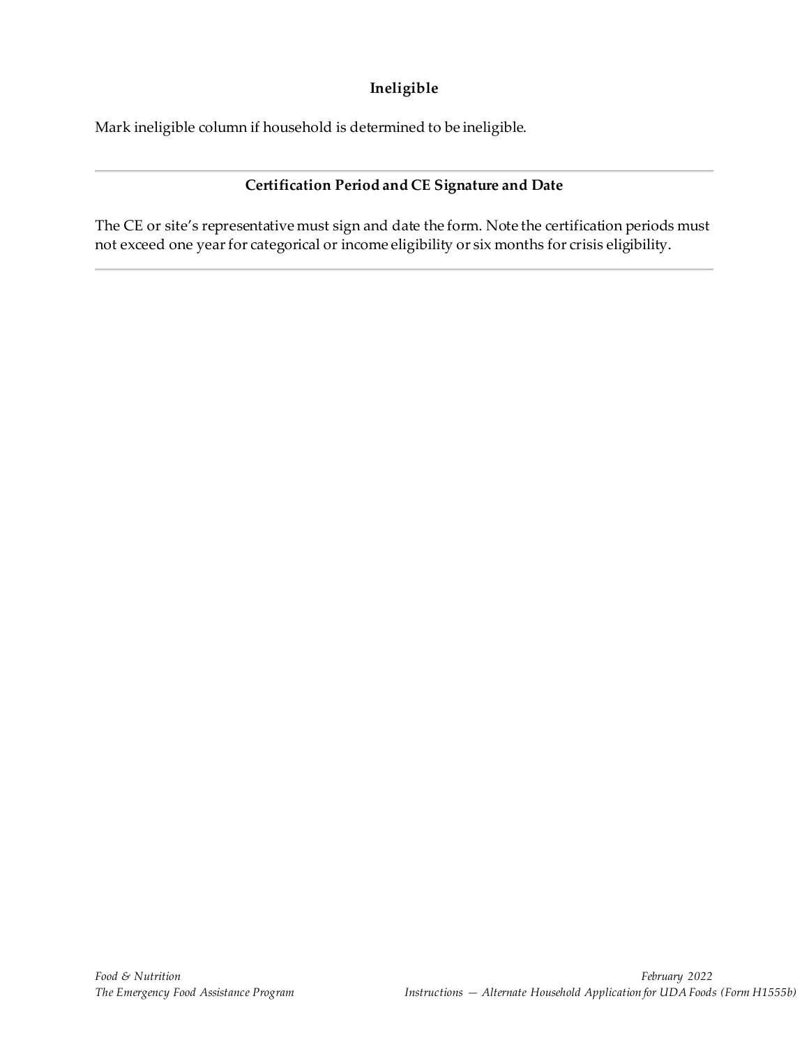## Ineligible

Mark ineligible column if household is determined to be ineligible.

---

## Certification Period and CE Signature and Date

The CE or site's representative must sign and date the form. Note the certification periods must not exceed one year for categorical or income eligibility or six months for crisis eligibility.

---